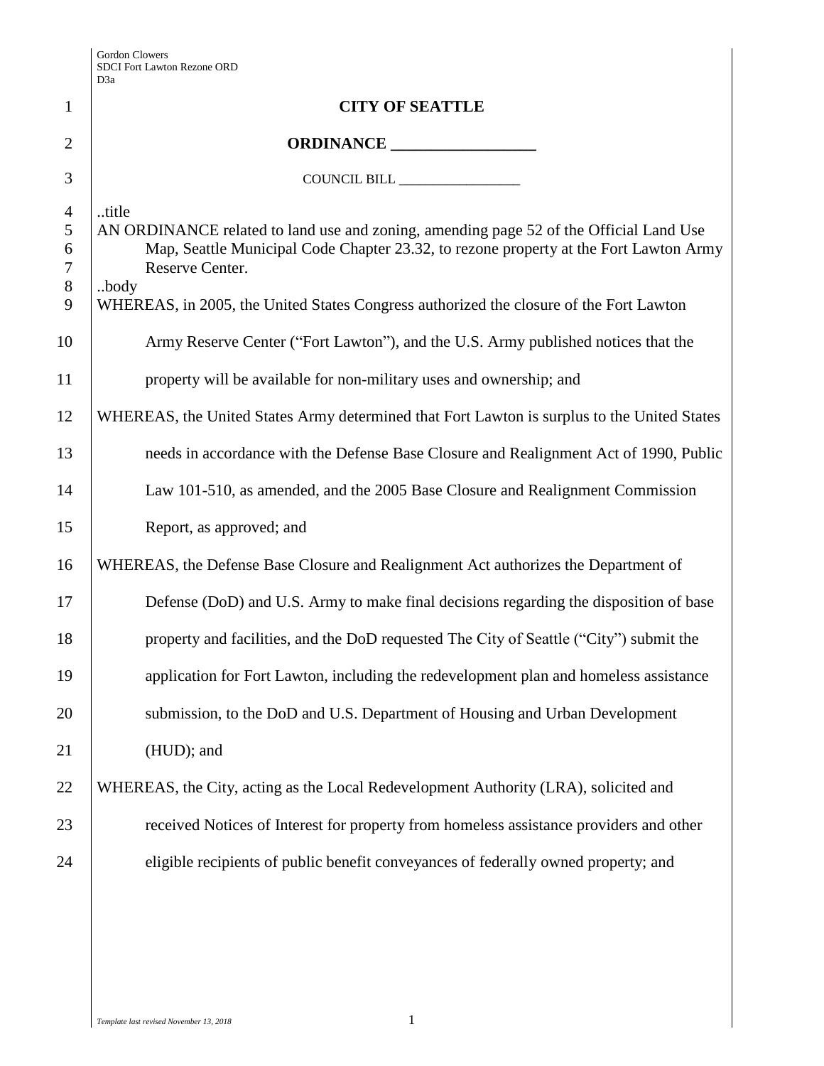# CITY OF SEATTLE

## ORDINANCE __________________

COUNCIL BILL __________________

..title

AN ORDINANCE related to land use and zoning, amending page 52 of the Official Land Use Map, Seattle Municipal Code Chapter 23.32, to rezone property at the Fort Lawton Army Reserve Center.

..body

WHEREAS, in 2005, the United States Congress authorized the closure of the Fort Lawton Army Reserve Center ("Fort Lawton"), and the U.S. Army published notices that the property will be available for non-military uses and ownership; and

WHEREAS, the United States Army determined that Fort Lawton is surplus to the United States needs in accordance with the Defense Base Closure and Realignment Act of 1990, Public Law 101-510, as amended, and the 2005 Base Closure and Realignment Commission Report, as approved; and

WHEREAS, the Defense Base Closure and Realignment Act authorizes the Department of Defense (DoD) and U.S. Army to make final decisions regarding the disposition of base property and facilities, and the DoD requested The City of Seattle ("City") submit the application for Fort Lawton, including the redevelopment plan and homeless assistance submission, to the DoD and U.S. Department of Housing and Urban Development (HUD); and

WHEREAS, the City, acting as the Local Redevelopment Authority (LRA), solicited and received Notices of Interest for property from homeless assistance providers and other eligible recipients of public benefit conveyances of federally owned property; and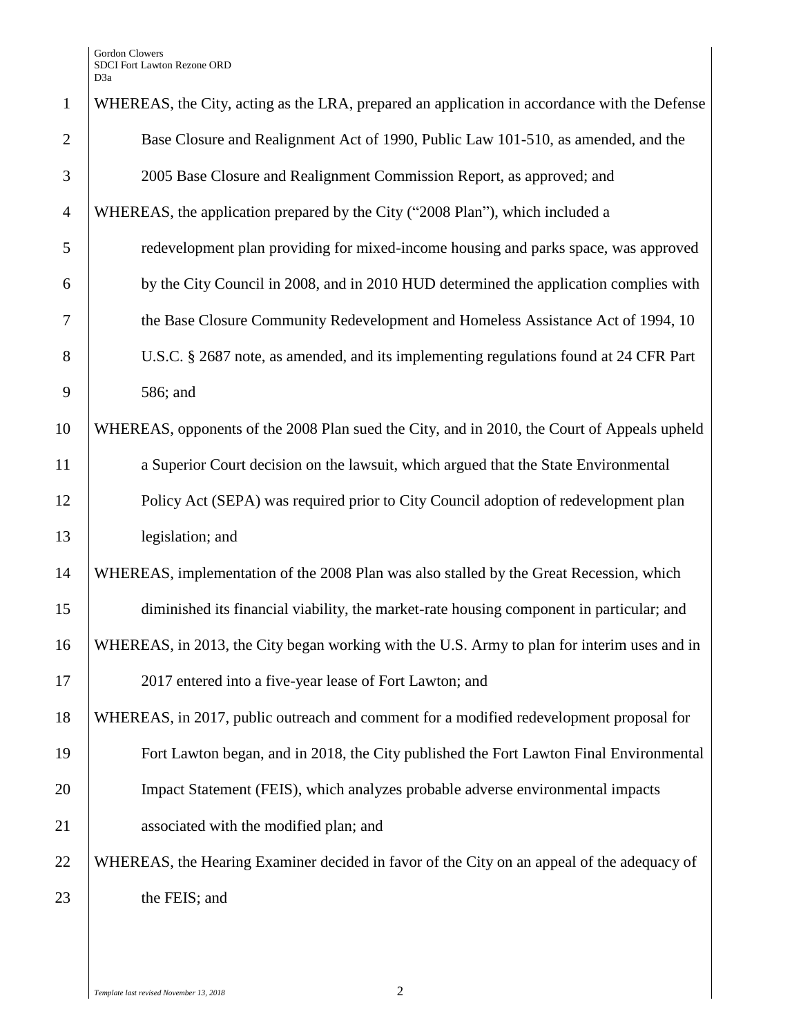WHEREAS, the City, acting as the LRA, prepared an application in accordance with the Defense Base Closure and Realignment Act of 1990, Public Law 101-510, as amended, and the 2005 Base Closure and Realignment Commission Report, as approved; and

WHEREAS, the application prepared by the City ("2008 Plan"), which included a redevelopment plan providing for mixed-income housing and parks space, was approved by the City Council in 2008, and in 2010 HUD determined the application complies with the Base Closure Community Redevelopment and Homeless Assistance Act of 1994, 10 U.S.C. § 2687 note, as amended, and its implementing regulations found at 24 CFR Part 586; and

WHEREAS, opponents of the 2008 Plan sued the City, and in 2010, the Court of Appeals upheld a Superior Court decision on the lawsuit, which argued that the State Environmental Policy Act (SEPA) was required prior to City Council adoption of redevelopment plan legislation; and

WHEREAS, implementation of the 2008 Plan was also stalled by the Great Recession, which diminished its financial viability, the market-rate housing component in particular; and

WHEREAS, in 2013, the City began working with the U.S. Army to plan for interim uses and in 2017 entered into a five-year lease of Fort Lawton; and

WHEREAS, in 2017, public outreach and comment for a modified redevelopment proposal for Fort Lawton began, and in 2018, the City published the Fort Lawton Final Environmental Impact Statement (FEIS), which analyzes probable adverse environmental impacts associated with the modified plan; and

WHEREAS, the Hearing Examiner decided in favor of the City on an appeal of the adequacy of the FEIS; and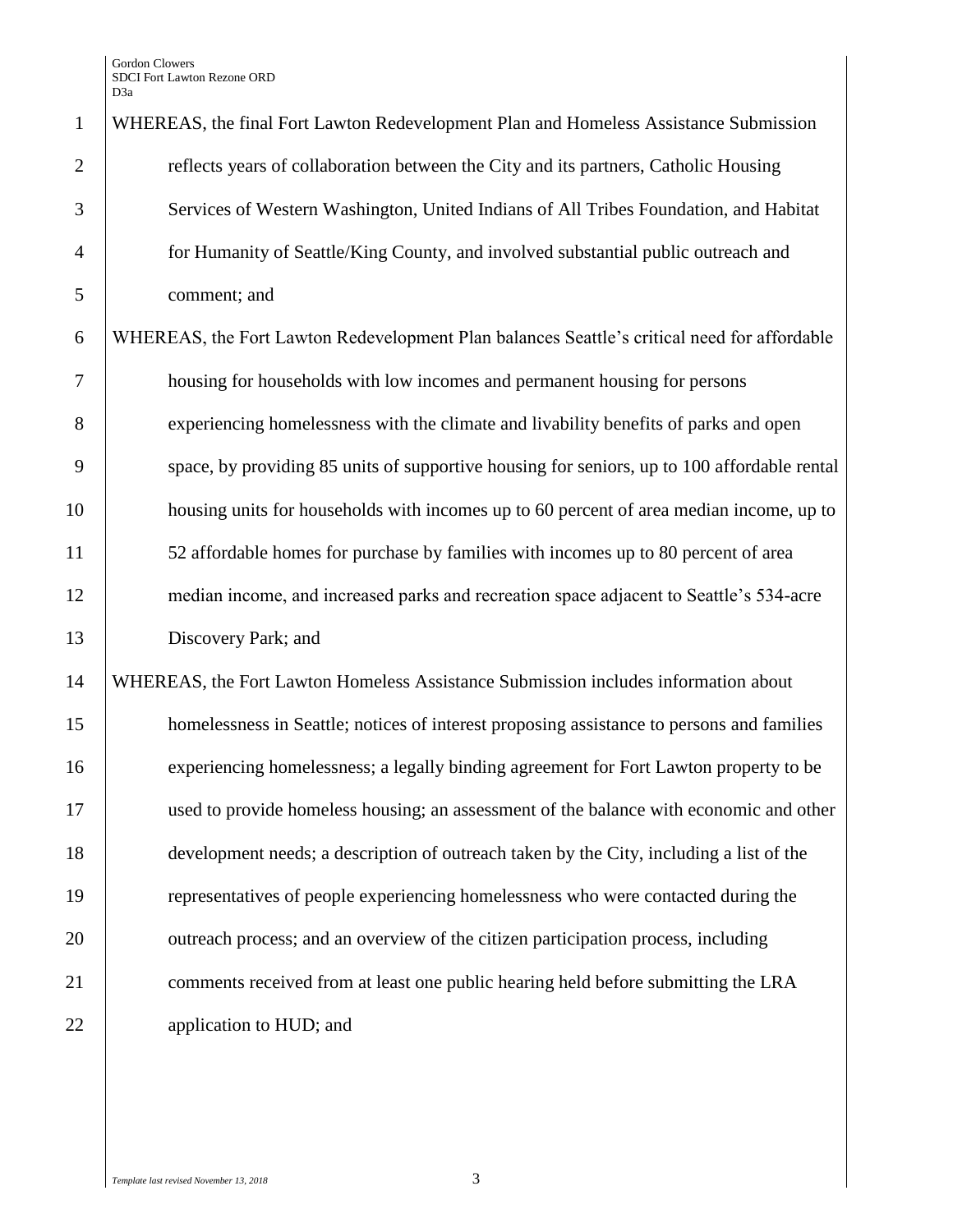WHEREAS, the final Fort Lawton Redevelopment Plan and Homeless Assistance Submission reflects years of collaboration between the City and its partners, Catholic Housing Services of Western Washington, United Indians of All Tribes Foundation, and Habitat for Humanity of Seattle/King County, and involved substantial public outreach and comment; and

WHEREAS, the Fort Lawton Redevelopment Plan balances Seattle's critical need for affordable housing for households with low incomes and permanent housing for persons experiencing homelessness with the climate and livability benefits of parks and open space, by providing 85 units of supportive housing for seniors, up to 100 affordable rental housing units for households with incomes up to 60 percent of area median income, up to 52 affordable homes for purchase by families with incomes up to 80 percent of area median income, and increased parks and recreation space adjacent to Seattle's 534-acre Discovery Park; and

WHEREAS, the Fort Lawton Homeless Assistance Submission includes information about homelessness in Seattle; notices of interest proposing assistance to persons and families experiencing homelessness; a legally binding agreement for Fort Lawton property to be used to provide homeless housing; an assessment of the balance with economic and other development needs; a description of outreach taken by the City, including a list of the representatives of people experiencing homelessness who were contacted during the outreach process; and an overview of the citizen participation process, including comments received from at least one public hearing held before submitting the LRA application to HUD; and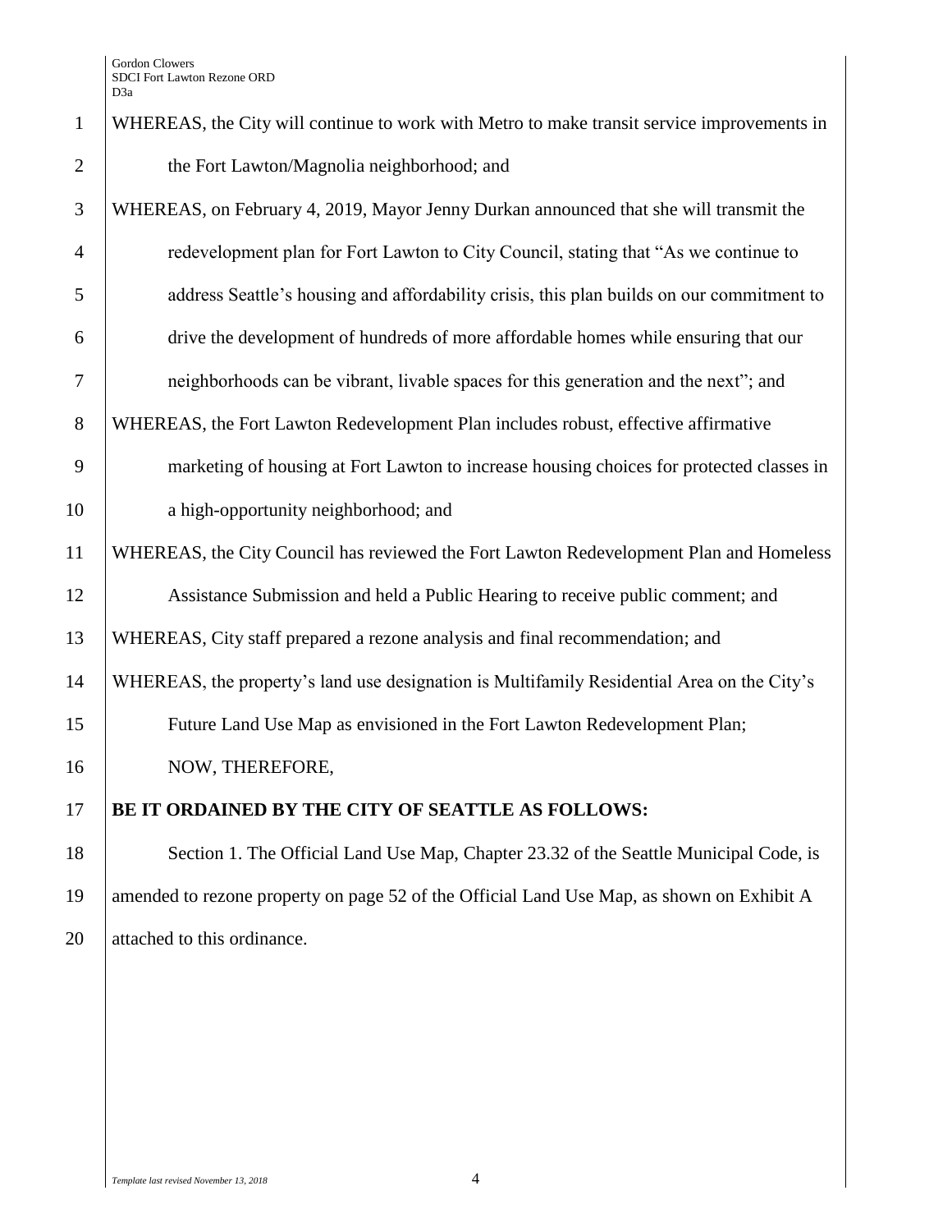WHEREAS, the City will continue to work with Metro to make transit service improvements in the Fort Lawton/Magnolia neighborhood; and

WHEREAS, on February 4, 2019, Mayor Jenny Durkan announced that she will transmit the redevelopment plan for Fort Lawton to City Council, stating that "As we continue to address Seattle's housing and affordability crisis, this plan builds on our commitment to drive the development of hundreds of more affordable homes while ensuring that our neighborhoods can be vibrant, livable spaces for this generation and the next"; and

WHEREAS, the Fort Lawton Redevelopment Plan includes robust, effective affirmative marketing of housing at Fort Lawton to increase housing choices for protected classes in a high-opportunity neighborhood; and

WHEREAS, the City Council has reviewed the Fort Lawton Redevelopment Plan and Homeless Assistance Submission and held a Public Hearing to receive public comment; and

WHEREAS, City staff prepared a rezone analysis and final recommendation; and

WHEREAS, the property's land use designation is Multifamily Residential Area on the City's Future Land Use Map as envisioned in the Fort Lawton Redevelopment Plan;

NOW, THEREFORE,

**BE IT ORDAINED BY THE CITY OF SEATTLE AS FOLLOWS:**

Section 1. The Official Land Use Map, Chapter 23.32 of the Seattle Municipal Code, is amended to rezone property on page 52 of the Official Land Use Map, as shown on Exhibit A attached to this ordinance.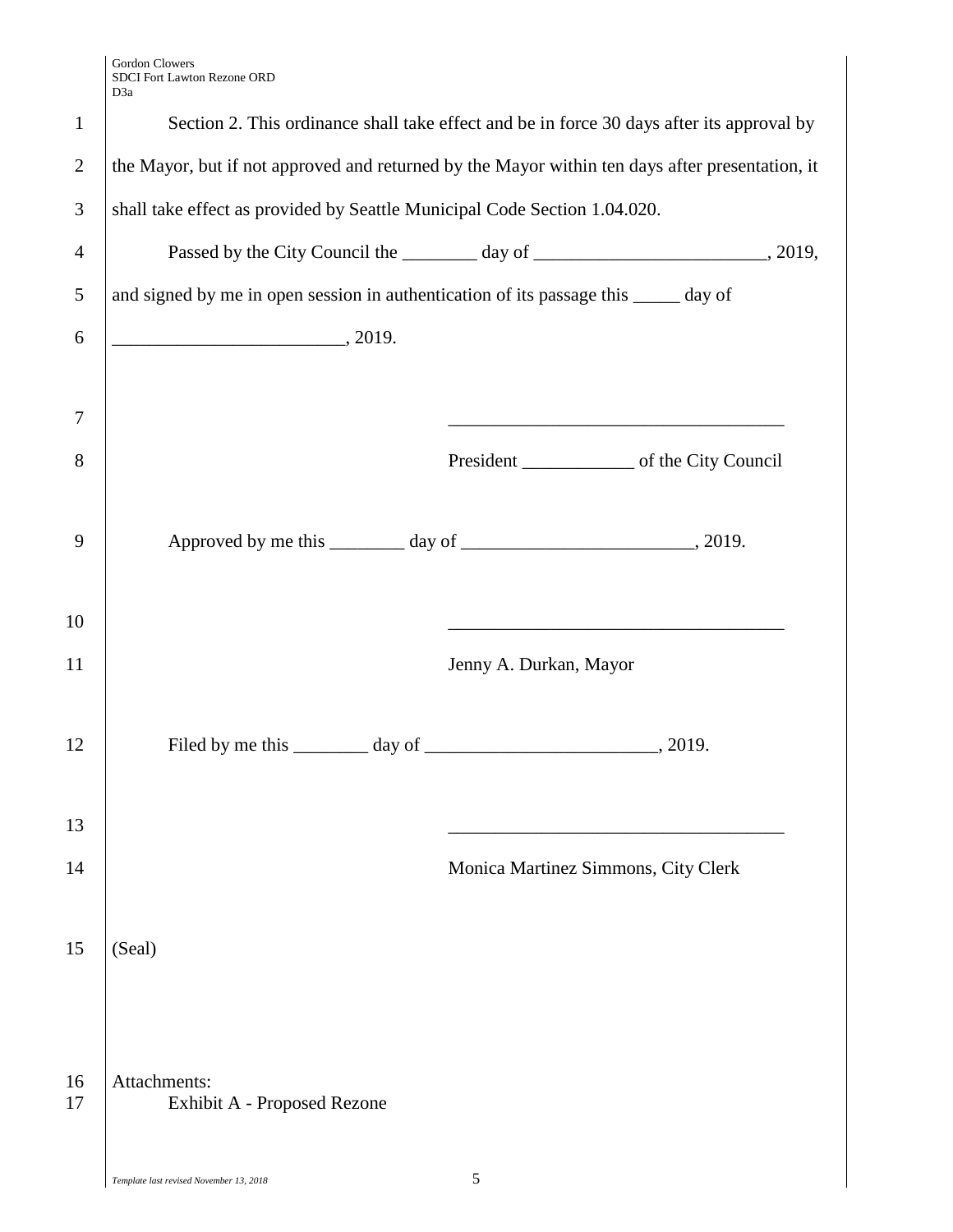Section 2. This ordinance shall take effect and be in force 30 days after its approval by the Mayor, but if not approved and returned by the Mayor within ten days after presentation, it shall take effect as provided by Seattle Municipal Code Section 1.04.020.

Passed by the City Council the ________ day of _________________________, 2019, and signed by me in open session in authentication of its passage this _____ day of _________________________, 2019.

____________________________________

President ____________ of the City Council

Approved by me this ________ day of _________________________, 2019.

____________________________________

Jenny A. Durkan, Mayor

Filed by me this ________ day of _________________________, 2019.

____________________________________

Monica Martinez Simmons, City Clerk

(Seal)

Attachments:

Exhibit A - Proposed Rezone